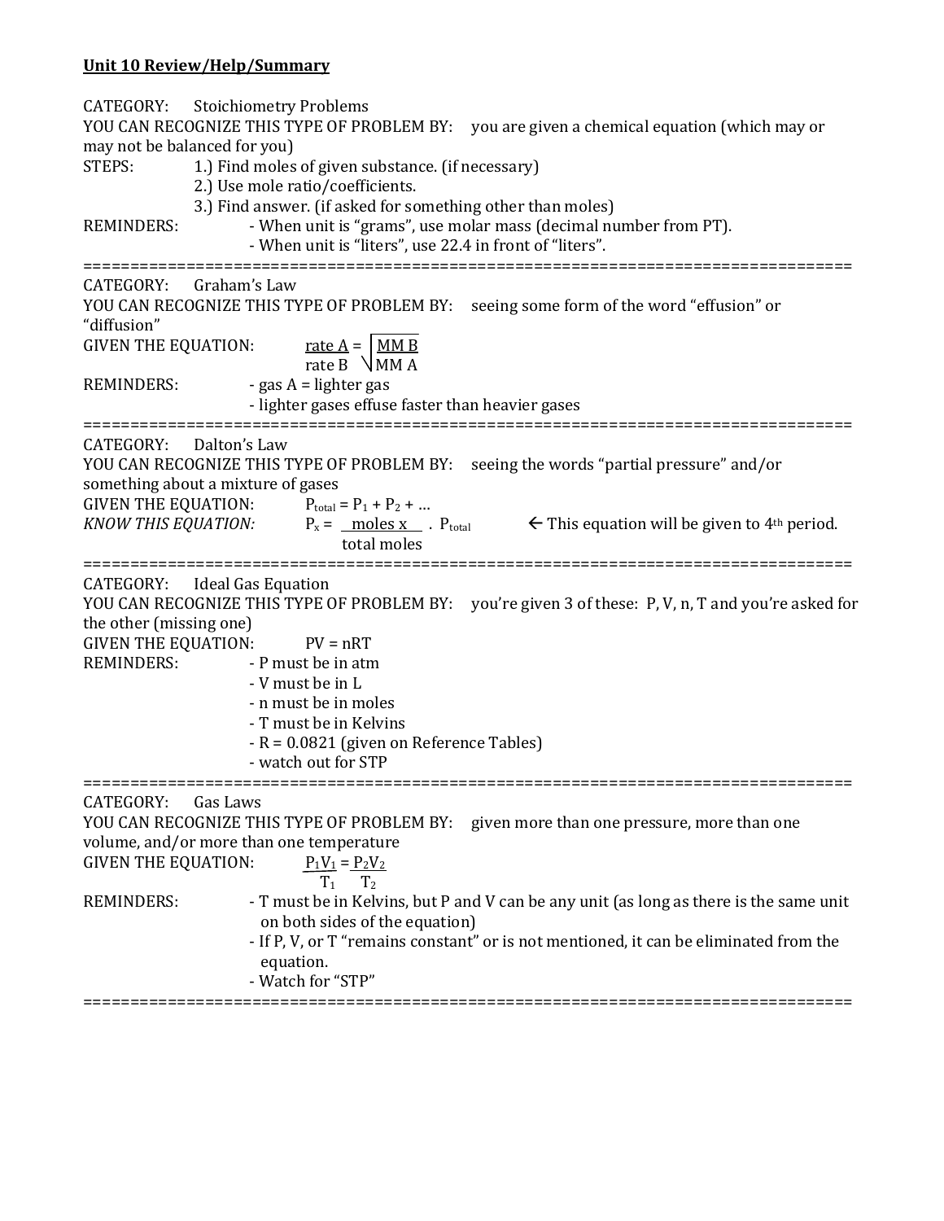**<u>Unit 10 Review/Help/Summary</u>**

CATEGORY: Stoichiometry Problems

YOU CAN RECOGNIZE THIS TYPE OF PROBLEM BY: you are given a chemical equation (which may or may not be balanced for you)

STEPS:
1.) Find moles of given substance. (if necessary)
2.) Use mole ratio/coefficients.
3.) Find answer. (if asked for something other than moles)

REMINDERS:
- When unit is "grams", use molar mass (decimal number from PT).
- When unit is "liters", use 22.4 in front of "liters".

==================================================================================

CATEGORY: Graham's Law

YOU CAN RECOGNIZE THIS TYPE OF PROBLEM BY: seeing some form of the word "effusion" or "diffusion"

GIVEN THE EQUATION:

$$\frac{\text{rate A}}{\text{rate B}} = \sqrt{\frac{\text{MM B}}{\text{MM A}}}$$

REMINDERS:
- gas A = lighter gas
- lighter gases effuse faster than heavier gases

==================================================================================

CATEGORY: Dalton's Law

YOU CAN RECOGNIZE THIS TYPE OF PROBLEM BY: seeing the words "partial pressure" and/or something about a mixture of gases

GIVEN THE EQUATION: $P_{total} = P_1 + P_2 + \ldots$

*KNOW THIS EQUATION:* $P_x = \frac{\text{moles x}}{\text{total moles}} \cdot P_{total}$ ← This equation will be given to 4th period.

==================================================================================

CATEGORY: Ideal Gas Equation

YOU CAN RECOGNIZE THIS TYPE OF PROBLEM BY: you're given 3 of these: P, V, n, T and you're asked for the other (missing one)

GIVEN THE EQUATION: $PV = nRT$

REMINDERS:
- P must be in atm
- V must be in L
- n must be in moles
- T must be in Kelvins
- R = 0.0821 (given on Reference Tables)
- watch out for STP

==================================================================================

CATEGORY: Gas Laws

YOU CAN RECOGNIZE THIS TYPE OF PROBLEM BY: given more than one pressure, more than one volume, and/or more than one temperature

GIVEN THE EQUATION:

$$\frac{P_1V_1}{T_1} = \frac{P_2V_2}{T_2}$$

REMINDERS:
- T must be in Kelvins, but P and V can be any unit (as long as there is the same unit on both sides of the equation)
- If P, V, or T "remains constant" or is not mentioned, it can be eliminated from the equation.
- Watch for "STP"

==================================================================================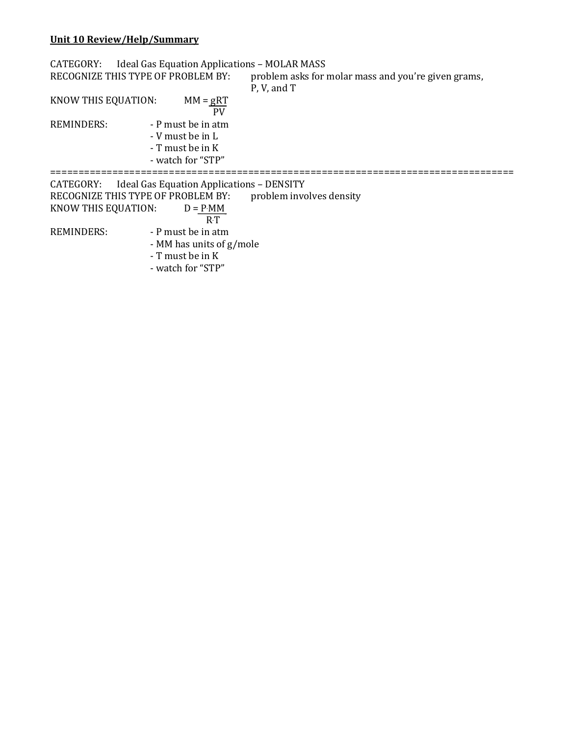**Unit 10 Review/Help/Summary**

CATEGORY: Ideal Gas Equation Applications – MOLAR MASS

RECOGNIZE THIS TYPE OF PROBLEM BY: problem asks for molar mass and you're given grams, P, V, and T

KNOW THIS EQUATION: $MM = \frac{gRT}{PV}$

REMINDERS:
- P must be in atm
- V must be in L
- T must be in K
- watch for "STP"

================================================================================

CATEGORY: Ideal Gas Equation Applications – DENSITY

RECOGNIZE THIS TYPE OF PROBLEM BY: problem involves density

KNOW THIS EQUATION: $D = \frac{P \cdot MM}{R \cdot T}$

REMINDERS:
- P must be in atm
- MM has units of g/mole
- T must be in K
- watch for "STP"